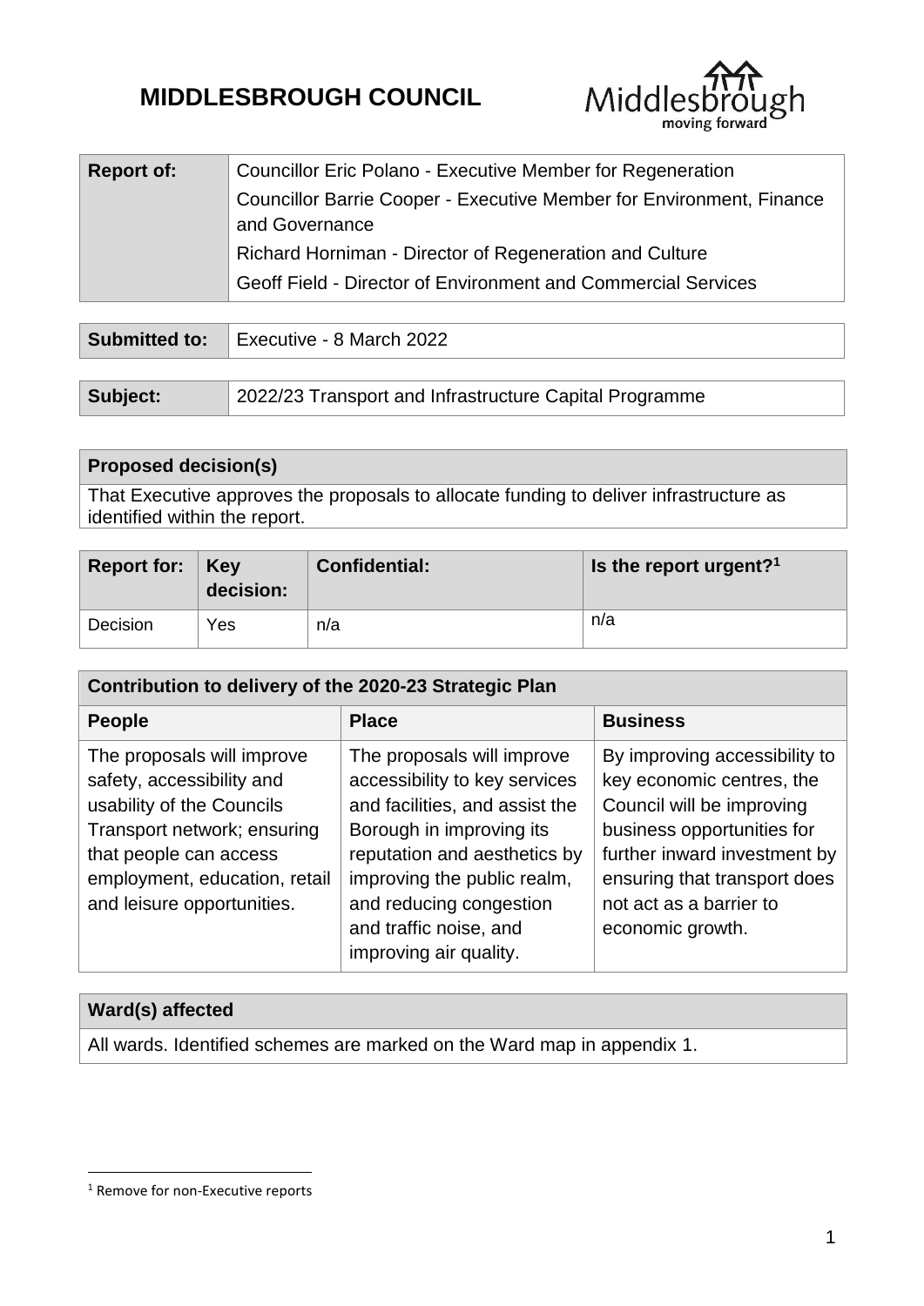# MIDDLESBROUGH COUNCIL

| Report of: | Councillor Eric Polano - Executive Member for Regeneration<br>Councillor Barrie Cooper - Executive Member for Environment, Finance and Governance<br>Richard Horniman - Director of Regeneration and Culture<br>Geoff Field - Director of Environment and Commercial Services |
|---|---|

| Submitted to: | Executive - 8 March 2022 |
|---|---|

| Subject: | 2022/23 Transport and Infrastructure Capital Programme |
|---|---|

| Proposed decision(s) |
|---|
| That Executive approves the proposals to allocate funding to deliver infrastructure as identified within the report. |

| Report for: | Key decision: | Confidential: | Is the report urgent?[1] |
|---|---|---|---|
| Decision | Yes | n/a | n/a |

| Contribution to delivery of the 2020-23 Strategic Plan | | |
|---|---|---|
| **People** | **Place** | **Business** |
| The proposals will improve safety, accessibility and usability of the Councils Transport network; ensuring that people can access employment, education, retail and leisure opportunities. | The proposals will improve accessibility to key services and facilities, and assist the Borough in improving its reputation and aesthetics by improving the public realm, and reducing congestion and traffic noise, and improving air quality. | By improving accessibility to key economic centres, the Council will be improving business opportunities for further inward investment by ensuring that transport does not act as a barrier to economic growth. |

| Ward(s) affected |
|---|
| All wards. Identified schemes are marked on the Ward map in appendix 1. |

[1] Remove for non-Executive reports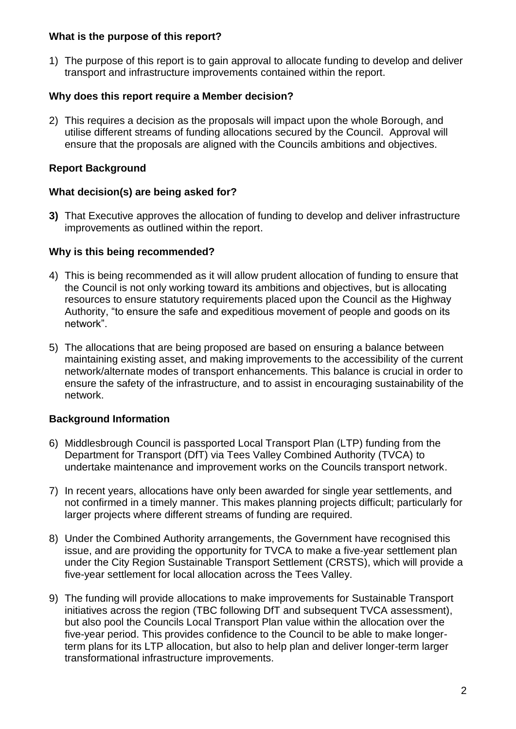**What is the purpose of this report?**

1) The purpose of this report is to gain approval to allocate funding to develop and deliver transport and infrastructure improvements contained within the report.

**Why does this report require a Member decision?**

2) This requires a decision as the proposals will impact upon the whole Borough, and utilise different streams of funding allocations secured by the Council. Approval will ensure that the proposals are aligned with the Councils ambitions and objectives.

**Report Background**

**What decision(s) are being asked for?**

**3)** That Executive approves the allocation of funding to develop and deliver infrastructure improvements as outlined within the report.

**Why is this being recommended?**

4) This is being recommended as it will allow prudent allocation of funding to ensure that the Council is not only working toward its ambitions and objectives, but is allocating resources to ensure statutory requirements placed upon the Council as the Highway Authority, "to ensure the safe and expeditious movement of people and goods on its network".

5) The allocations that are being proposed are based on ensuring a balance between maintaining existing asset, and making improvements to the accessibility of the current network/alternate modes of transport enhancements. This balance is crucial in order to ensure the safety of the infrastructure, and to assist in encouraging sustainability of the network.

**Background Information**

6) Middlesbrough Council is passported Local Transport Plan (LTP) funding from the Department for Transport (DfT) via Tees Valley Combined Authority (TVCA) to undertake maintenance and improvement works on the Councils transport network.

7) In recent years, allocations have only been awarded for single year settlements, and not confirmed in a timely manner. This makes planning projects difficult; particularly for larger projects where different streams of funding are required.

8) Under the Combined Authority arrangements, the Government have recognised this issue, and are providing the opportunity for TVCA to make a five-year settlement plan under the City Region Sustainable Transport Settlement (CRSTS), which will provide a five-year settlement for local allocation across the Tees Valley.

9) The funding will provide allocations to make improvements for Sustainable Transport initiatives across the region (TBC following DfT and subsequent TVCA assessment), but also pool the Councils Local Transport Plan value within the allocation over the five-year period. This provides confidence to the Council to be able to make longer-term plans for its LTP allocation, but also to help plan and deliver longer-term larger transformational infrastructure improvements.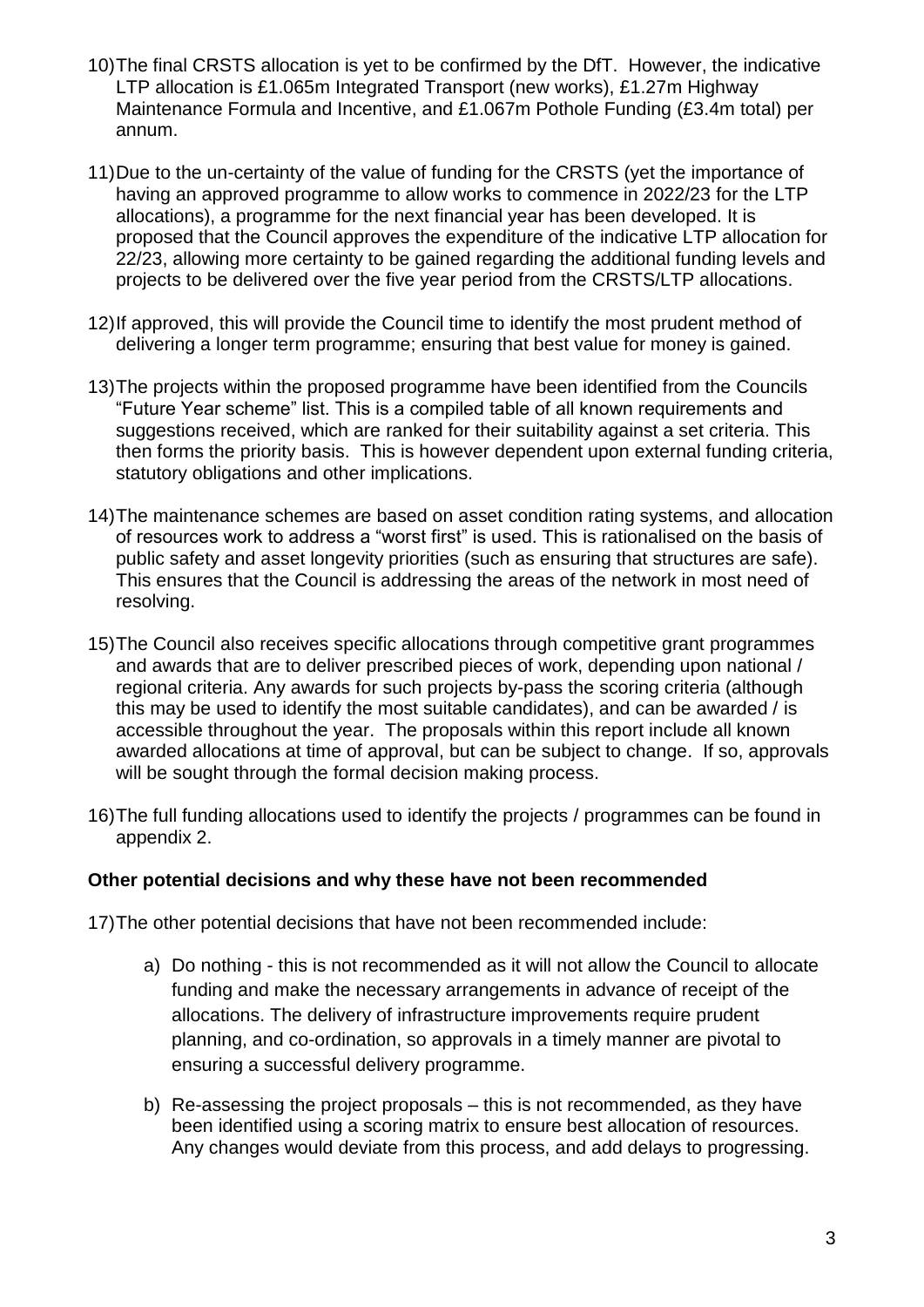10) The final CRSTS allocation is yet to be confirmed by the DfT. However, the indicative LTP allocation is £1.065m Integrated Transport (new works), £1.27m Highway Maintenance Formula and Incentive, and £1.067m Pothole Funding (£3.4m total) per annum.

11) Due to the un-certainty of the value of funding for the CRSTS (yet the importance of having an approved programme to allow works to commence in 2022/23 for the LTP allocations), a programme for the next financial year has been developed. It is proposed that the Council approves the expenditure of the indicative LTP allocation for 22/23, allowing more certainty to be gained regarding the additional funding levels and projects to be delivered over the five year period from the CRSTS/LTP allocations.

12) If approved, this will provide the Council time to identify the most prudent method of delivering a longer term programme; ensuring that best value for money is gained.

13) The projects within the proposed programme have been identified from the Councils "Future Year scheme" list. This is a compiled table of all known requirements and suggestions received, which are ranked for their suitability against a set criteria. This then forms the priority basis. This is however dependent upon external funding criteria, statutory obligations and other implications.

14) The maintenance schemes are based on asset condition rating systems, and allocation of resources work to address a "worst first" is used. This is rationalised on the basis of public safety and asset longevity priorities (such as ensuring that structures are safe). This ensures that the Council is addressing the areas of the network in most need of resolving.

15) The Council also receives specific allocations through competitive grant programmes and awards that are to deliver prescribed pieces of work, depending upon national / regional criteria. Any awards for such projects by-pass the scoring criteria (although this may be used to identify the most suitable candidates), and can be awarded / is accessible throughout the year. The proposals within this report include all known awarded allocations at time of approval, but can be subject to change. If so, approvals will be sought through the formal decision making process.

16) The full funding allocations used to identify the projects / programmes can be found in appendix 2.

**Other potential decisions and why these have not been recommended**

17) The other potential decisions that have not been recommended include:

a) Do nothing - this is not recommended as it will not allow the Council to allocate funding and make the necessary arrangements in advance of receipt of the allocations. The delivery of infrastructure improvements require prudent planning, and co-ordination, so approvals in a timely manner are pivotal to ensuring a successful delivery programme.

b) Re-assessing the project proposals – this is not recommended, as they have been identified using a scoring matrix to ensure best allocation of resources. Any changes would deviate from this process, and add delays to progressing.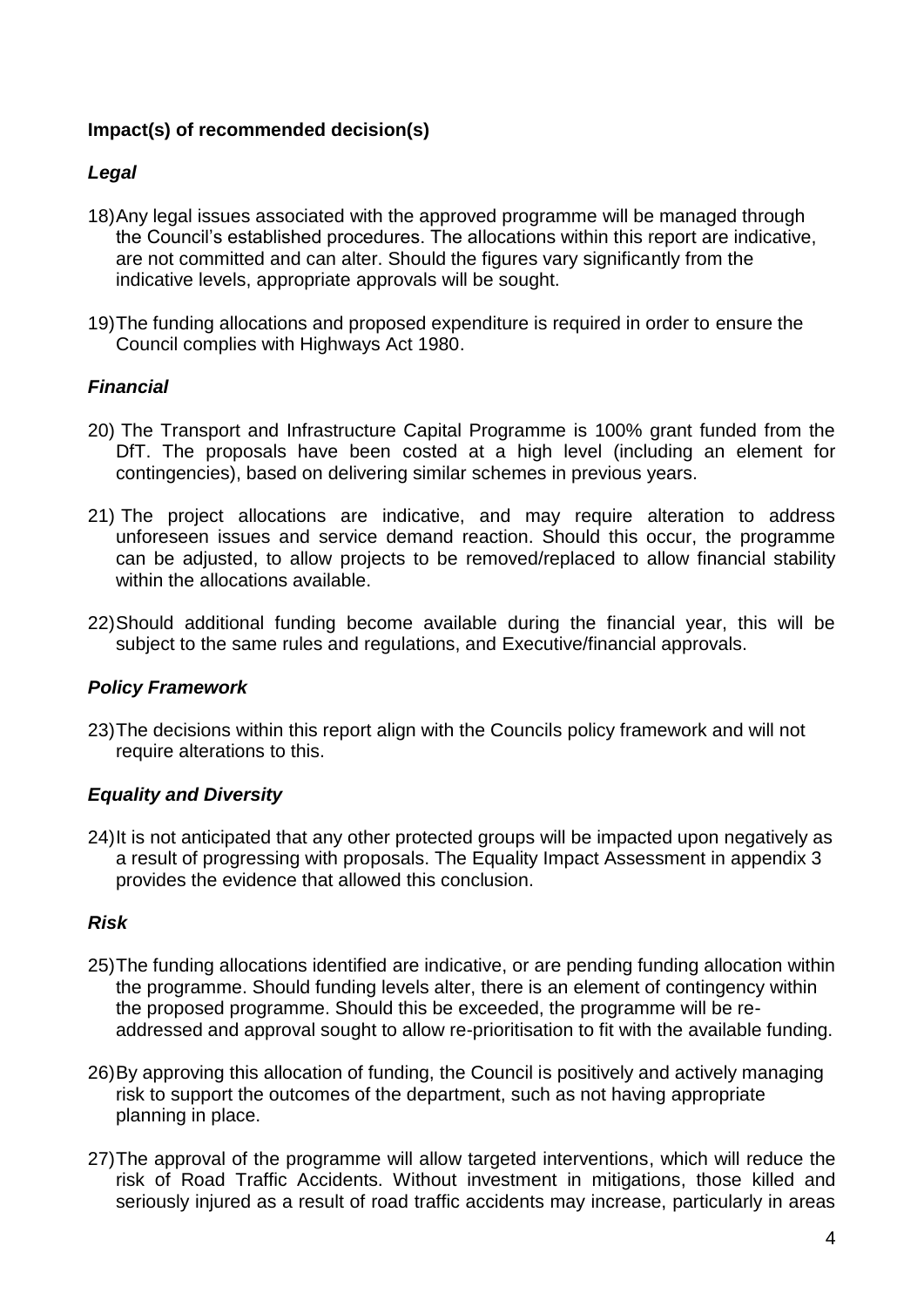**Impact(s) of recommended decision(s)**

***Legal***

18) Any legal issues associated with the approved programme will be managed through the Council's established procedures. The allocations within this report are indicative, are not committed and can alter. Should the figures vary significantly from the indicative levels, appropriate approvals will be sought.

19) The funding allocations and proposed expenditure is required in order to ensure the Council complies with Highways Act 1980.

***Financial***

20) The Transport and Infrastructure Capital Programme is 100% grant funded from the DfT. The proposals have been costed at a high level (including an element for contingencies), based on delivering similar schemes in previous years.

21) The project allocations are indicative, and may require alteration to address unforeseen issues and service demand reaction. Should this occur, the programme can be adjusted, to allow projects to be removed/replaced to allow financial stability within the allocations available.

22) Should additional funding become available during the financial year, this will be subject to the same rules and regulations, and Executive/financial approvals.

***Policy Framework***

23) The decisions within this report align with the Councils policy framework and will not require alterations to this.

***Equality and Diversity***

24) It is not anticipated that any other protected groups will be impacted upon negatively as a result of progressing with proposals. The Equality Impact Assessment in appendix 3 provides the evidence that allowed this conclusion.

***Risk***

25) The funding allocations identified are indicative, or are pending funding allocation within the programme. Should funding levels alter, there is an element of contingency within the proposed programme. Should this be exceeded, the programme will be re-addressed and approval sought to allow re-prioritisation to fit with the available funding.

26) By approving this allocation of funding, the Council is positively and actively managing risk to support the outcomes of the department, such as not having appropriate planning in place.

27) The approval of the programme will allow targeted interventions, which will reduce the risk of Road Traffic Accidents. Without investment in mitigations, those killed and seriously injured as a result of road traffic accidents may increase, particularly in areas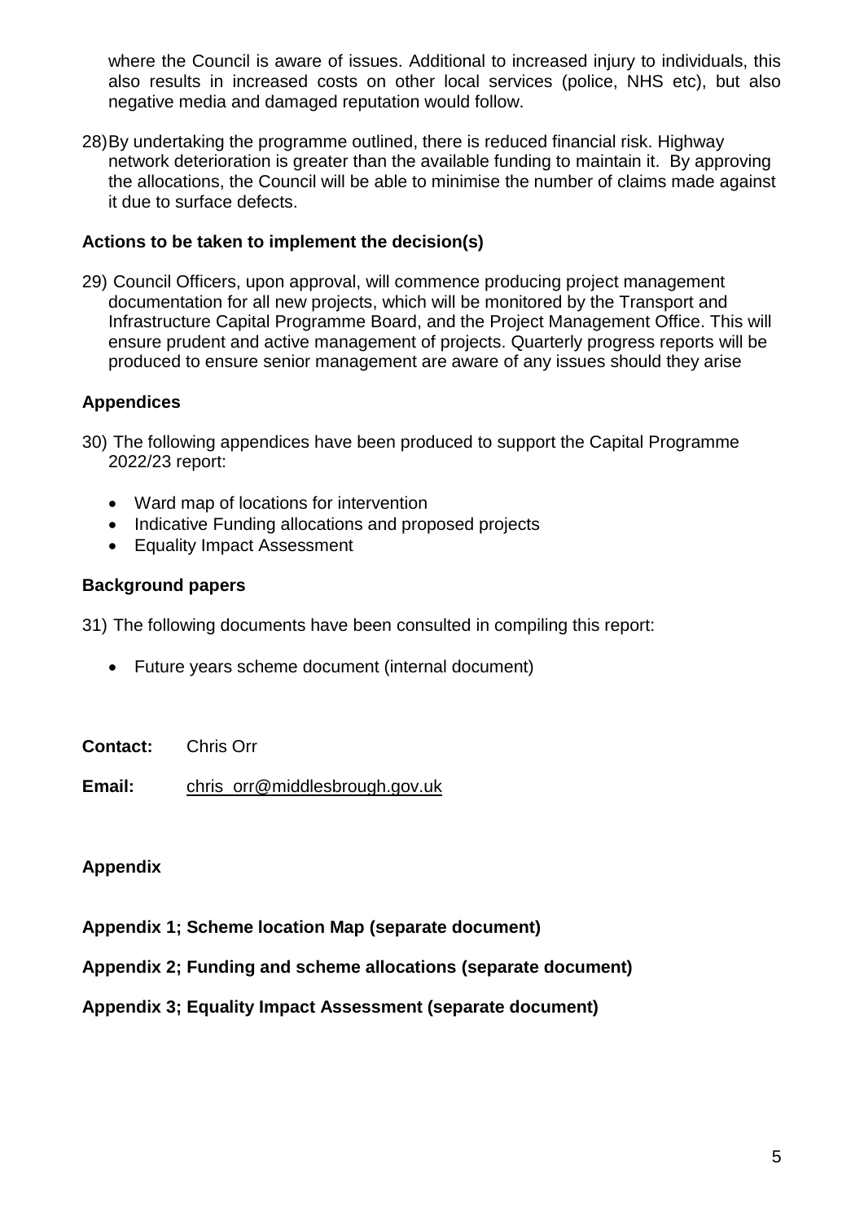where the Council is aware of issues. Additional to increased injury to individuals, this also results in increased costs on other local services (police, NHS etc), but also negative media and damaged reputation would follow.

28) By undertaking the programme outlined, there is reduced financial risk. Highway network deterioration is greater than the available funding to maintain it. By approving the allocations, the Council will be able to minimise the number of claims made against it due to surface defects.

**Actions to be taken to implement the decision(s)**

29) Council Officers, upon approval, will commence producing project management documentation for all new projects, which will be monitored by the Transport and Infrastructure Capital Programme Board, and the Project Management Office. This will ensure prudent and active management of projects. Quarterly progress reports will be produced to ensure senior management are aware of any issues should they arise

**Appendices**

30) The following appendices have been produced to support the Capital Programme 2022/23 report:

- Ward map of locations for intervention
- Indicative Funding allocations and proposed projects
- Equality Impact Assessment

**Background papers**

31) The following documents have been consulted in compiling this report:

- Future years scheme document (internal document)

**Contact:** Chris Orr

**Email:** chris_orr@middlesbrough.gov.uk

**Appendix**

**Appendix 1; Scheme location Map (separate document)**

**Appendix 2; Funding and scheme allocations (separate document)**

**Appendix 3; Equality Impact Assessment (separate document)**